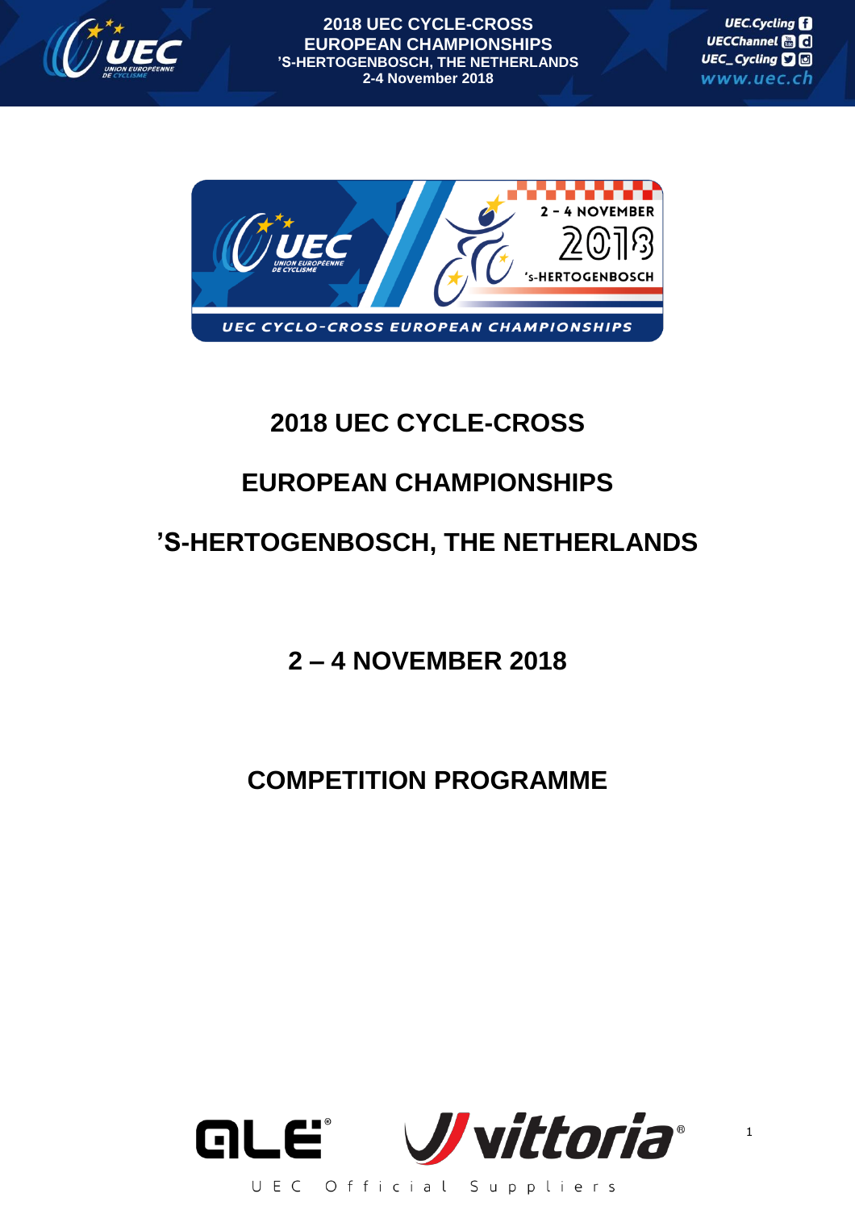# 2018 UEC CYCLE-CROSS

# EUROPEAN CHAMPIONSHIPS

# ’S-HERTOGENBOSCH, THE NETHERLANDS

## 2 – 4 NOVEMBER 2018

## COMPETITION PROGRAMME

UEC Official Suppliers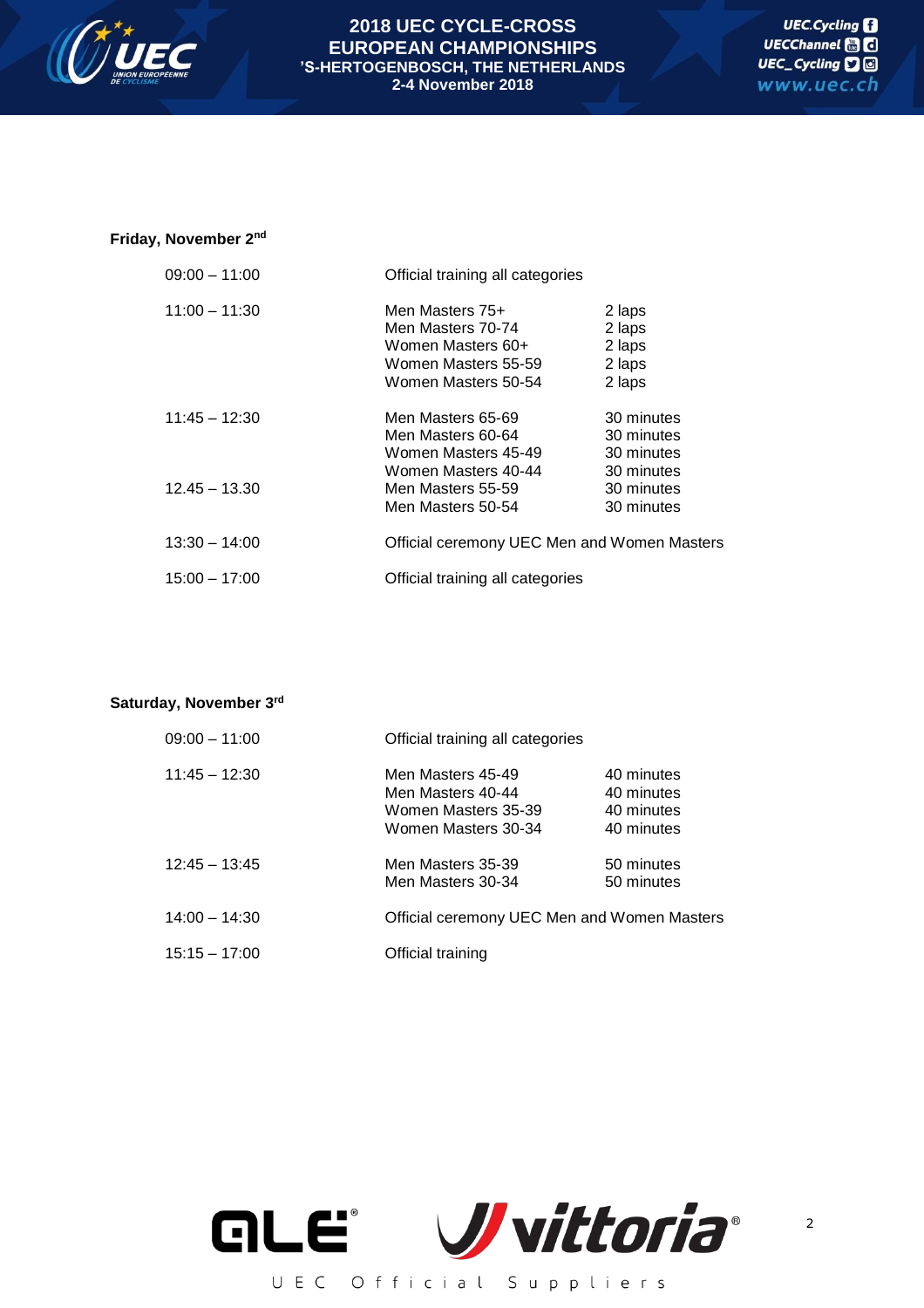## Friday, November 2nd

| | | |
|---|---|---|
| 09:00 – 11:00 | Official training all categories | |
| 11:00 – 11:30 | Men Masters 75+ | 2 laps |
| | Men Masters 70-74 | 2 laps |
| | Women Masters 60+ | 2 laps |
| | Women Masters 55-59 | 2 laps |
| | Women Masters 50-54 | 2 laps |
| 11:45 – 12:30 | Men Masters 65-69 | 30 minutes |
| | Men Masters 60-64 | 30 minutes |
| | Women Masters 45-49 | 30 minutes |
| | Women Masters 40-44 | 30 minutes |
| 12.45 – 13.30 | Men Masters 55-59 | 30 minutes |
| | Men Masters 50-54 | 30 minutes |
| 13:30 – 14:00 | Official ceremony UEC Men and Women Masters | |
| 15:00 – 17:00 | Official training all categories | |

## Saturday, November 3rd

| | | |
|---|---|---|
| 09:00 – 11:00 | Official training all categories | |
| 11:45 – 12:30 | Men Masters 45-49 | 40 minutes |
| | Men Masters 40-44 | 40 minutes |
| | Women Masters 35-39 | 40 minutes |
| | Women Masters 30-34 | 40 minutes |
| 12:45 – 13:45 | Men Masters 35-39 | 50 minutes |
| | Men Masters 30-34 | 50 minutes |
| 14:00 – 14:30 | Official ceremony UEC Men and Women Masters | |
| 15:15 – 17:00 | Official training | |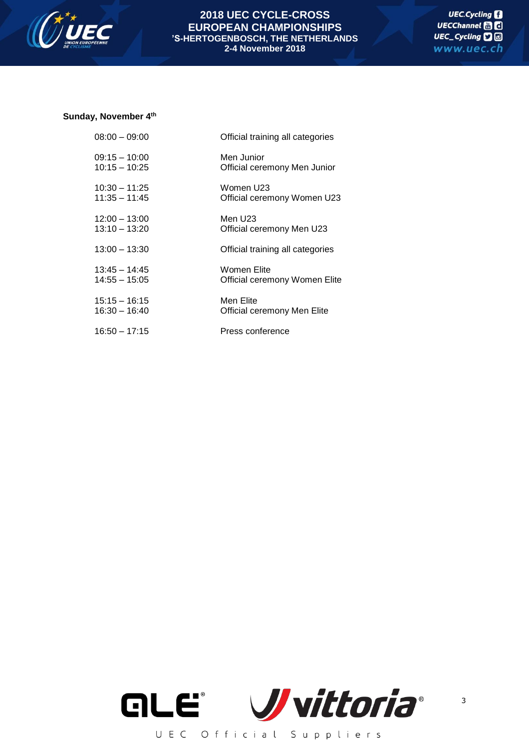**Sunday, November 4th**

| | |
|---|---|
| 08:00 – 09:00 | Official training all categories |
| 09:15 – 10:00 | Men Junior |
| 10:15 – 10:25 | Official ceremony Men Junior |
| 10:30 – 11:25 | Women U23 |
| 11:35 – 11:45 | Official ceremony Women U23 |
| 12:00 – 13:00 | Men U23 |
| 13:10 – 13:20 | Official ceremony Men U23 |
| 13:00 – 13:30 | Official training all categories |
| 13:45 – 14:45 | Women Elite |
| 14:55 – 15:05 | Official ceremony Women Elite |
| 15:15 – 16:15 | Men Elite |
| 16:30 – 16:40 | Official ceremony Men Elite |
| 16:50 – 17:15 | Press conference |